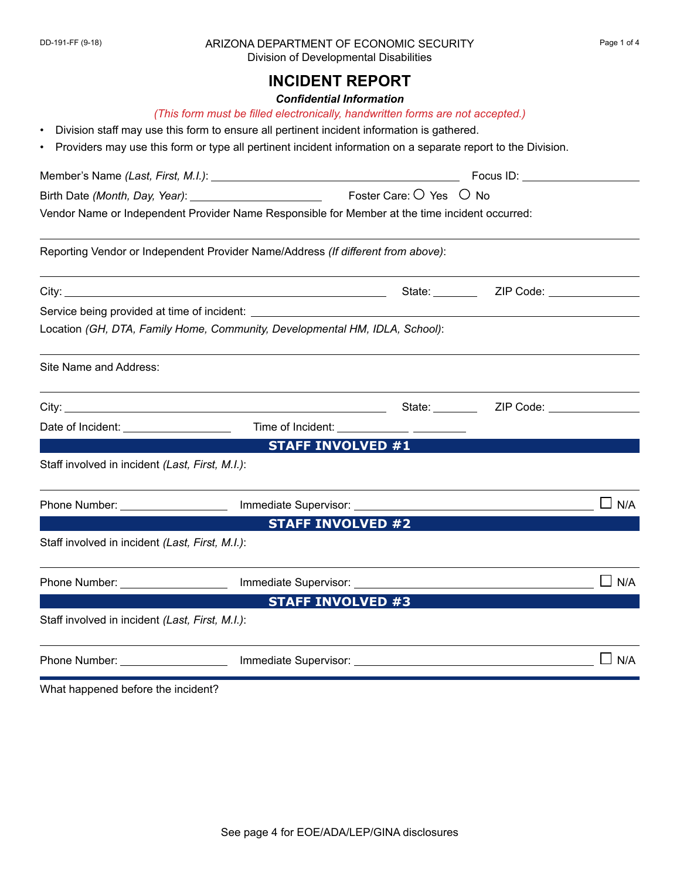DD-191-FF (9-18)

ARIZONA DEPARTMENT OF ECONOMIC SECURITY
Division of Developmental Disabilities

# INCIDENT REPORT

***Confidential Information***

*(This form must be filled electronically, handwritten forms are not accepted.)*

- Division staff may use this form to ensure all pertinent incident information is gathered.
- Providers may use this form or type all pertinent incident information on a separate report to the Division.

Member's Name *(Last, First, M.I.)*: ______________________ Focus ID: ______________

Birth Date *(Month, Day, Year)*: ______________ Foster Care: ○ Yes ○ No

Vendor Name or Independent Provider Name Responsible for Member at the time incident occurred:

______________________________________________

Reporting Vendor or Independent Provider Name/Address *(If different from above)*:

______________________________________________

City: ______________________ State: ________ ZIP Code: ____________

Service being provided at time of incident: ______________________

Location *(GH, DTA, Family Home, Community, Developmental HM, IDLA, School)*:

______________________________________________

Site Name and Address:

______________________________________________

City: ______________________ State: ________ ZIP Code: ____________

Date of Incident: ______________ Time of Incident: __________ ________

## STAFF INVOLVED #1

Staff involved in incident *(Last, First, M.I.)*:

______________________________________________

Phone Number: ______________ Immediate Supervisor: ______________________ ☐ N/A

## STAFF INVOLVED #2

Staff involved in incident *(Last, First, M.I.)*:

______________________________________________

Phone Number: ______________ Immediate Supervisor: ______________________ ☐ N/A

## STAFF INVOLVED #3

Staff involved in incident *(Last, First, M.I.)*:

______________________________________________

Phone Number: ______________ Immediate Supervisor: ______________________ ☐ N/A

What happened before the incident?

See page 4 for EOE/ADA/LEP/GINA disclosures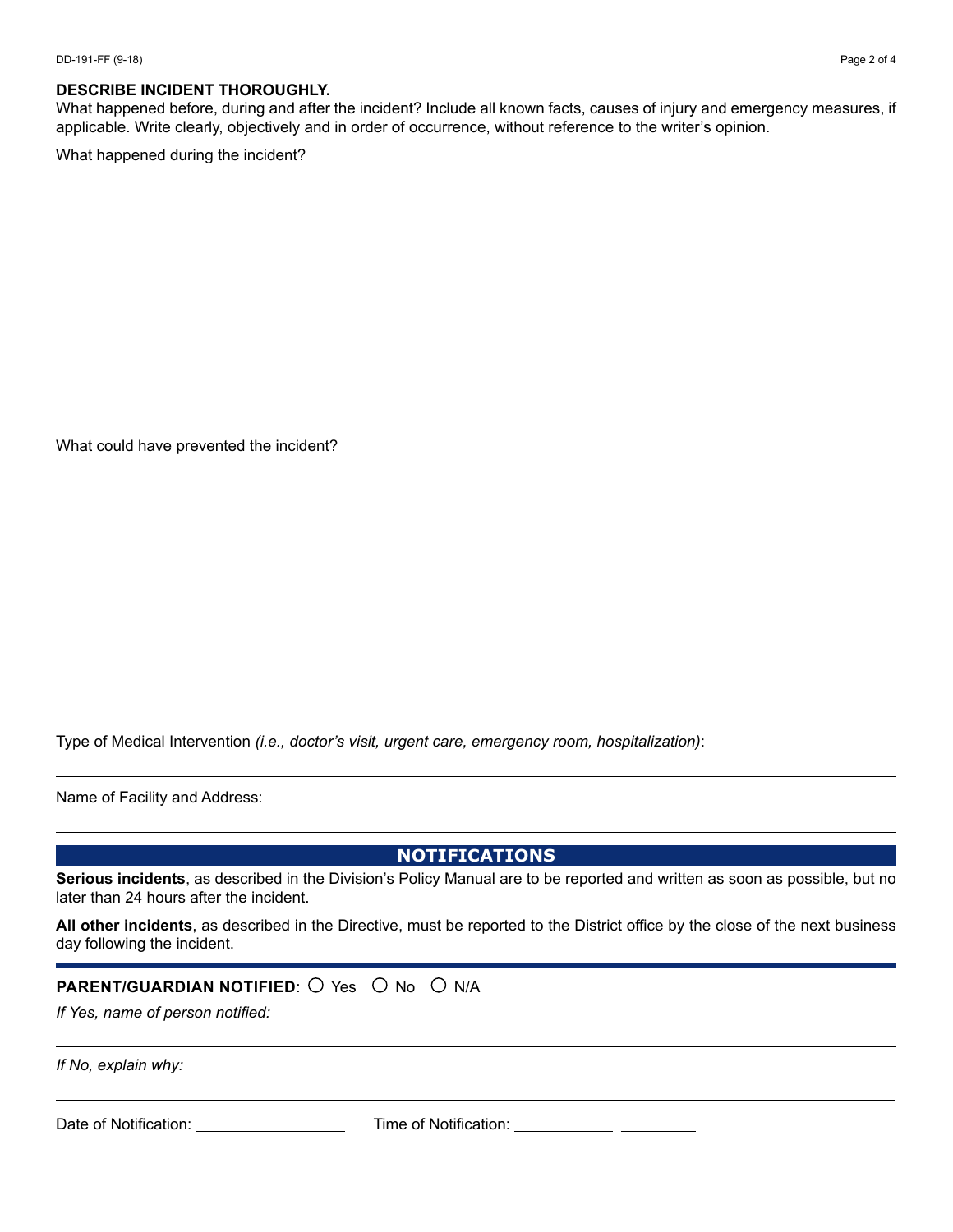**DESCRIBE INCIDENT THOROUGHLY.**

What happened before, during and after the incident? Include all known facts, causes of injury and emergency measures, if applicable. Write clearly, objectively and in order of occurrence, without reference to the writer's opinion.

What happened during the incident?

What could have prevented the incident?

Type of Medical Intervention *(i.e., doctor's visit, urgent care, emergency room, hospitalization)*:

Name of Facility and Address:

## NOTIFICATIONS

**Serious incidents**, as described in the Division's Policy Manual are to be reported and written as soon as possible, but no later than 24 hours after the incident.

**All other incidents**, as described in the Directive, must be reported to the District office by the close of the next business day following the incident.

**PARENT/GUARDIAN NOTIFIED**: ○ Yes ○ No ○ N/A

*If Yes, name of person notified:*

*If No, explain why:*

Date of Notification: ________________ Time of Notification: ___________ ________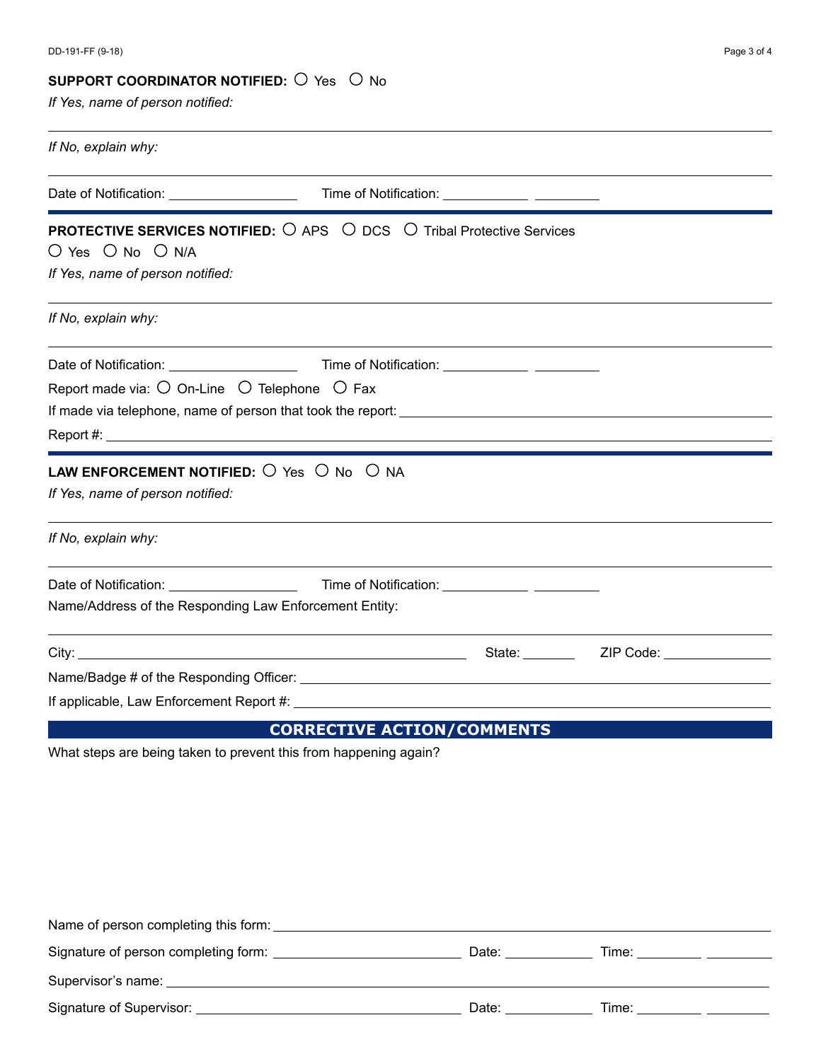**SUPPORT COORDINATOR NOTIFIED:** ○ Yes ○ No

*If Yes, name of person notified:*

_______________________________________________

*If No, explain why:*

_______________________________________________

Date of Notification: ______________ Time of Notification: __________ ________

---

**PROTECTIVE SERVICES NOTIFIED:** ○ APS ○ DCS ○ Tribal Protective Services

○ Yes ○ No ○ N/A

*If Yes, name of person notified:*

_______________________________________________

*If No, explain why:*

_______________________________________________

Date of Notification: ______________ Time of Notification: __________ ________

Report made via: ○ On-Line ○ Telephone ○ Fax

If made via telephone, name of person that took the report: ______________________

Report #: ______________________

---

**LAW ENFORCEMENT NOTIFIED:** ○ Yes ○ No ○ NA

*If Yes, name of person notified:*

_______________________________________________

*If No, explain why:*

_______________________________________________

Date of Notification: ______________ Time of Notification: __________ ________

Name/Address of the Responding Law Enforcement Entity:

_______________________________________________

City: ______________________ State: ________ ZIP Code: ____________

Name/Badge # of the Responding Officer: ______________________

If applicable, Law Enforcement Report #: ______________________

## CORRECTIVE ACTION/COMMENTS

What steps are being taken to prevent this from happening again?

Name of person completing this form: ______________________

Signature of person completing form: ______________________ Date: __________ Time: ________ ________

Supervisor's name: ______________________

Signature of Supervisor: ______________________ Date: __________ Time: ________ ________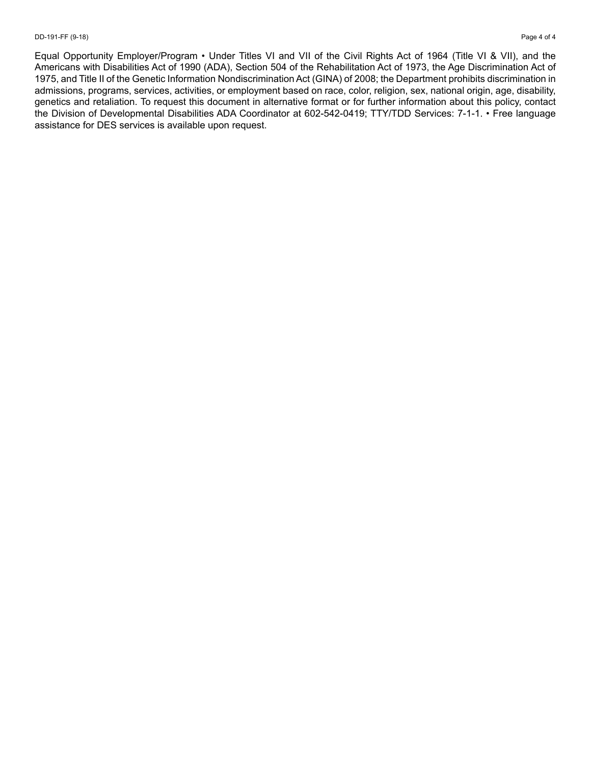Equal Opportunity Employer/Program • Under Titles VI and VII of the Civil Rights Act of 1964 (Title VI & VII), and the Americans with Disabilities Act of 1990 (ADA), Section 504 of the Rehabilitation Act of 1973, the Age Discrimination Act of 1975, and Title II of the Genetic Information Nondiscrimination Act (GINA) of 2008; the Department prohibits discrimination in admissions, programs, services, activities, or employment based on race, color, religion, sex, national origin, age, disability, genetics and retaliation. To request this document in alternative format or for further information about this policy, contact the Division of Developmental Disabilities ADA Coordinator at 602-542-0419; TTY/TDD Services: 7-1-1. • Free language assistance for DES services is available upon request.